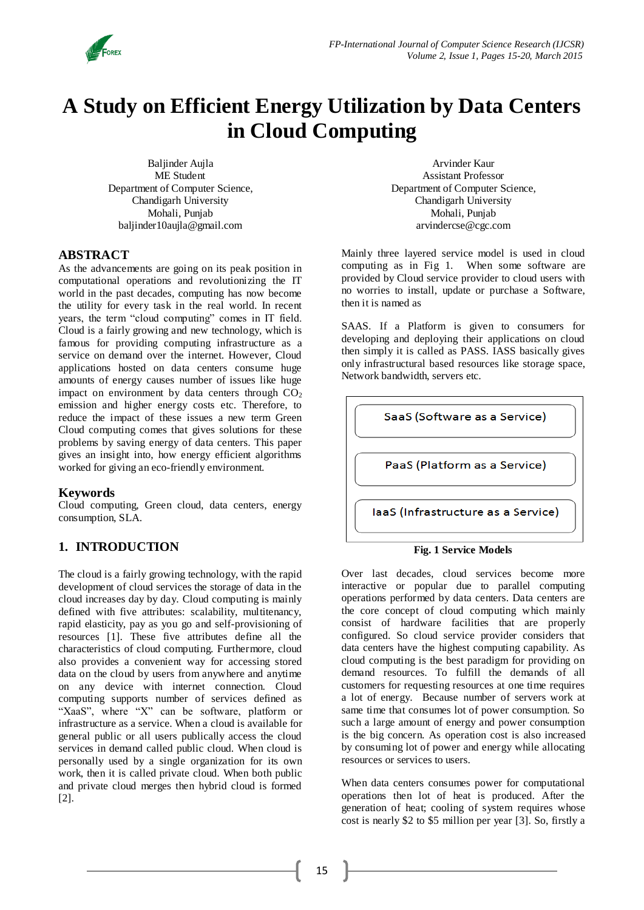# A Study on Efficient Energy Utilization by Data Centers in Cloud Computing

Baljinder Aujla
ME Student
Department of Computer Science,
Chandigarh University
Mohali, Punjab
baljinder10aujla@gmail.com

Arvinder Kaur
Assistant Professor
Department of Computer Science,
Chandigarh University
Mohali, Punjab
arvindercse@cgc.com

## ABSTRACT

As the advancements are going on its peak position in computational operations and revolutionizing the IT world in the past decades, computing has now become the utility for every task in the real world. In recent years, the term "cloud computing" comes in IT field. Cloud is a fairly growing and new technology, which is famous for providing computing infrastructure as a service on demand over the internet. However, Cloud applications hosted on data centers consume huge amounts of energy causes number of issues like huge impact on environment by data centers through $CO_2$ emission and higher energy costs etc. Therefore, to reduce the impact of these issues a new term Green Cloud computing comes that gives solutions for these problems by saving energy of data centers. This paper gives an insight into, how energy efficient algorithms worked for giving an eco-friendly environment.

## Keywords

Cloud computing, Green cloud, data centers, energy consumption, SLA.

## 1. INTRODUCTION

The cloud is a fairly growing technology, with the rapid development of cloud services the storage of data in the cloud increases day by day. Cloud computing is mainly defined with five attributes: scalability, multitenancy, rapid elasticity, pay as you go and self-provisioning of resources [1]. These five attributes define all the characteristics of cloud computing. Furthermore, cloud also provides a convenient way for accessing stored data on the cloud by users from anywhere and anytime on any device with internet connection. Cloud computing supports number of services defined as "XaaS", where "X" can be software, platform or infrastructure as a service. When a cloud is available for general public or all users publically access the cloud services in demand called public cloud. When cloud is personally used by a single organization for its own work, then it is called private cloud. When both public and private cloud merges then hybrid cloud is formed [2].

Mainly three layered service model is used in cloud computing as in Fig 1. When some software are provided by Cloud service provider to cloud users with no worries to install, update or purchase a Software, then it is named as

SAAS. If a Platform is given to consumers for developing and deploying their applications on cloud then simply it is called as PASS. IASS basically gives only infrastructural based resources like storage space, Network bandwidth, servers etc.

SaaS (Software as a Service)

PaaS (Platform as a Service)

IaaS (Infrastructure as a Service)

**Fig. 1 Service Models**

Over last decades, cloud services become more interactive or popular due to parallel computing operations performed by data centers. Data centers are the core concept of cloud computing which mainly consist of hardware facilities that are properly configured. So cloud service provider considers that data centers have the highest computing capability. As cloud computing is the best paradigm for providing on demand resources. To fulfill the demands of all customers for requesting resources at one time requires a lot of energy. Because number of servers work at same time that consumes lot of power consumption. So such a large amount of energy and power consumption is the big concern. As operation cost is also increased by consuming lot of power and energy while allocating resources or services to users.

When data centers consumes power for computational operations then lot of heat is produced. After the generation of heat; cooling of system requires whose cost is nearly \$2 to \$5 million per year [3]. So, firstly a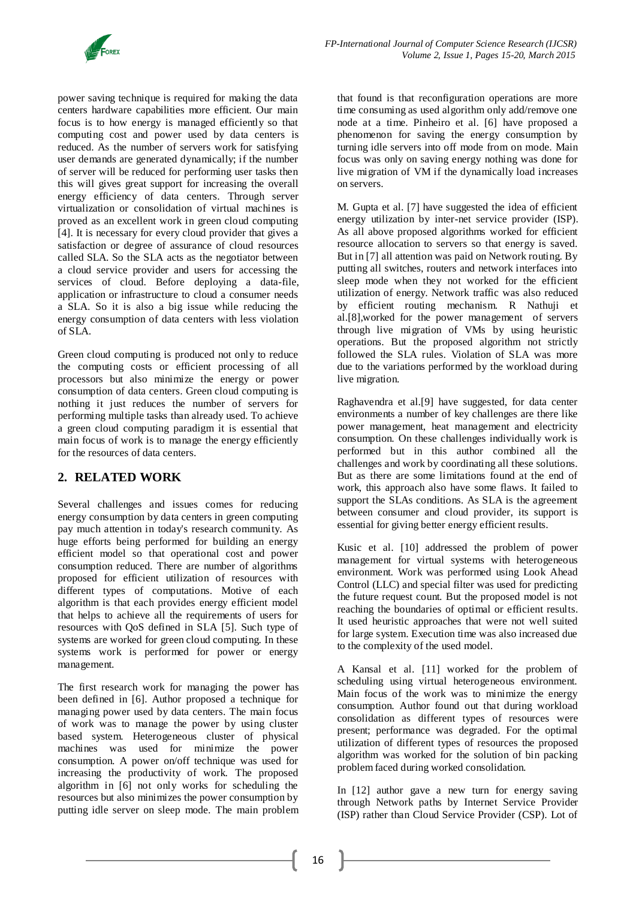power saving technique is required for making the data centers hardware capabilities more efficient. Our main focus is to how energy is managed efficiently so that computing cost and power used by data centers is reduced. As the number of servers work for satisfying user demands are generated dynamically; if the number of server will be reduced for performing user tasks then this will gives great support for increasing the overall energy efficiency of data centers. Through server virtualization or consolidation of virtual machines is proved as an excellent work in green cloud computing [4]. It is necessary for every cloud provider that gives a satisfaction or degree of assurance of cloud resources called SLA. So the SLA acts as the negotiator between a cloud service provider and users for accessing the services of cloud. Before deploying a data-file, application or infrastructure to cloud a consumer needs a SLA. So it is also a big issue while reducing the energy consumption of data centers with less violation of SLA.

Green cloud computing is produced not only to reduce the computing costs or efficient processing of all processors but also minimize the energy or power consumption of data centers. Green cloud computing is nothing it just reduces the number of servers for performing multiple tasks than already used. To achieve a green cloud computing paradigm it is essential that main focus of work is to manage the energy efficiently for the resources of data centers.

## 2. RELATED WORK

Several challenges and issues comes for reducing energy consumption by data centers in green computing pay much attention in today's research community. As huge efforts being performed for building an energy efficient model so that operational cost and power consumption reduced. There are number of algorithms proposed for efficient utilization of resources with different types of computations. Motive of each algorithm is that each provides energy efficient model that helps to achieve all the requirements of users for resources with QoS defined in SLA [5]. Such type of systems are worked for green cloud computing. In these systems work is performed for power or energy management.

The first research work for managing the power has been defined in [6]. Author proposed a technique for managing power used by data centers. The main focus of work was to manage the power by using cluster based system. Heterogeneous cluster of physical machines was used for minimize the power consumption. A power on/off technique was used for increasing the productivity of work. The proposed algorithm in [6] not only works for scheduling the resources but also minimizes the power consumption by putting idle server on sleep mode. The main problem that found is that reconfiguration operations are more time consuming as used algorithm only add/remove one node at a time. Pinheiro et al. [6] have proposed a phenomenon for saving the energy consumption by turning idle servers into off mode from on mode. Main focus was only on saving energy nothing was done for live migration of VM if the dynamically load increases on servers.

M. Gupta et al. [7] have suggested the idea of efficient energy utilization by inter-net service provider (ISP). As all above proposed algorithms worked for efficient resource allocation to servers so that energy is saved. But in [7] all attention was paid on Network routing. By putting all switches, routers and network interfaces into sleep mode when they not worked for the efficient utilization of energy. Network traffic was also reduced by efficient routing mechanism. R Nathuji et al.[8],worked for the power management of servers through live migration of VMs by using heuristic operations. But the proposed algorithm not strictly followed the SLA rules. Violation of SLA was more due to the variations performed by the workload during live migration.

Raghavendra et al.[9] have suggested, for data center environments a number of key challenges are there like power management, heat management and electricity consumption. On these challenges individually work is performed but in this author combined all the challenges and work by coordinating all these solutions. But as there are some limitations found at the end of work, this approach also have some flaws. It failed to support the SLAs conditions. As SLA is the agreement between consumer and cloud provider, its support is essential for giving better energy efficient results.

Kusic et al. [10] addressed the problem of power management for virtual systems with heterogeneous environment. Work was performed using Look Ahead Control (LLC) and special filter was used for predicting the future request count. But the proposed model is not reaching the boundaries of optimal or efficient results. It used heuristic approaches that were not well suited for large system. Execution time was also increased due to the complexity of the used model.

A Kansal et al. [11] worked for the problem of scheduling using virtual heterogeneous environment. Main focus of the work was to minimize the energy consumption. Author found out that during workload consolidation as different types of resources were present; performance was degraded. For the optimal utilization of different types of resources the proposed algorithm was worked for the solution of bin packing problem faced during worked consolidation.

In [12] author gave a new turn for energy saving through Network paths by Internet Service Provider (ISP) rather than Cloud Service Provider (CSP). Lot of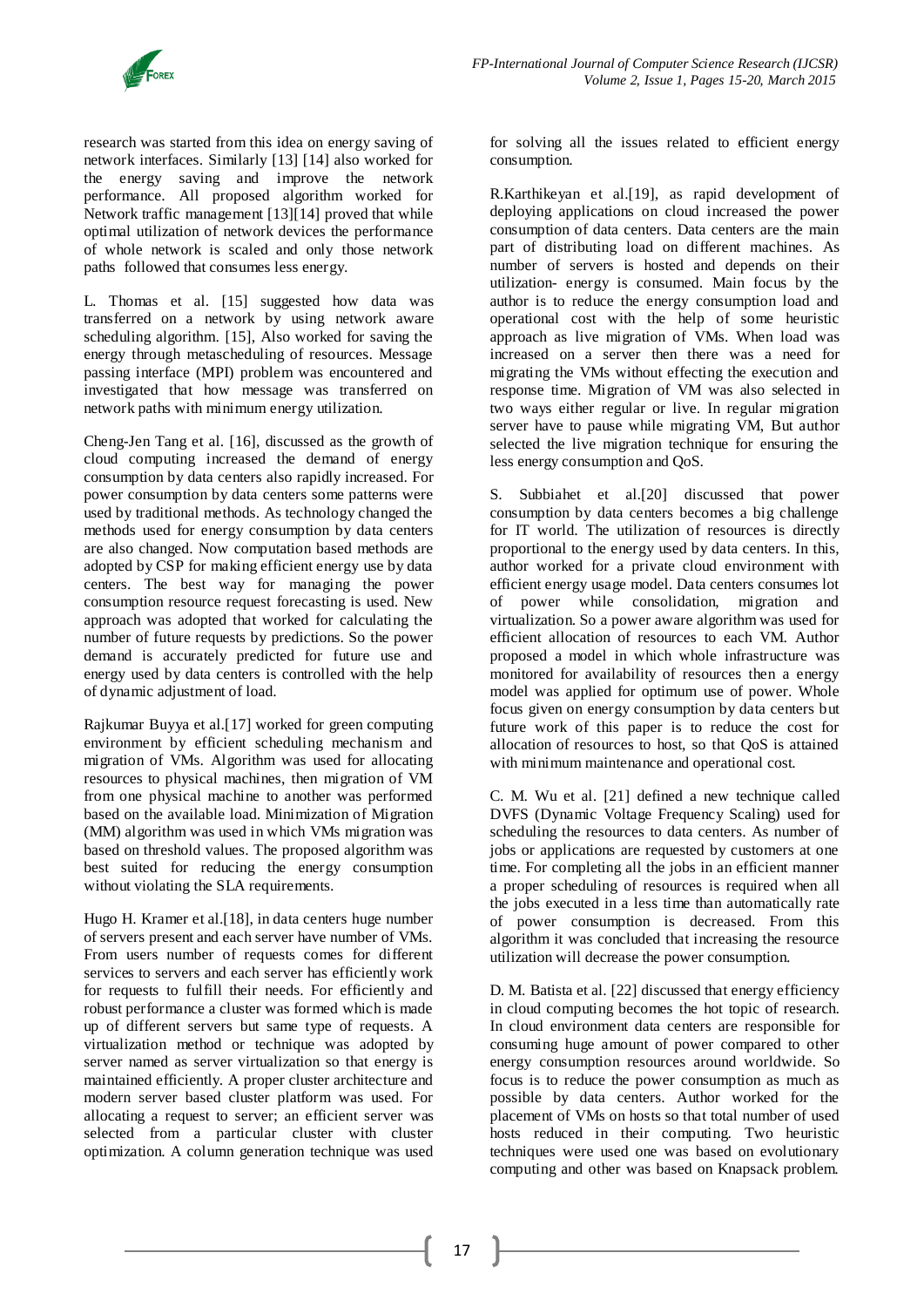research was started from this idea on energy saving of network interfaces. Similarly [13] [14] also worked for the energy saving and improve the network performance. All proposed algorithm worked for Network traffic management [13][14] proved that while optimal utilization of network devices the performance of whole network is scaled and only those network paths followed that consumes less energy.

L. Thomas et al. [15] suggested how data was transferred on a network by using network aware scheduling algorithm. [15], Also worked for saving the energy through metascheduling of resources. Message passing interface (MPI) problem was encountered and investigated that how message was transferred on network paths with minimum energy utilization.

Cheng-Jen Tang et al. [16], discussed as the growth of cloud computing increased the demand of energy consumption by data centers also rapidly increased. For power consumption by data centers some patterns were used by traditional methods. As technology changed the methods used for energy consumption by data centers are also changed. Now computation based methods are adopted by CSP for making efficient energy use by data centers. The best way for managing the power consumption resource request forecasting is used. New approach was adopted that worked for calculating the number of future requests by predictions. So the power demand is accurately predicted for future use and energy used by data centers is controlled with the help of dynamic adjustment of load.

Rajkumar Buyya et al.[17] worked for green computing environment by efficient scheduling mechanism and migration of VMs. Algorithm was used for allocating resources to physical machines, then migration of VM from one physical machine to another was performed based on the available load. Minimization of Migration (MM) algorithm was used in which VMs migration was based on threshold values. The proposed algorithm was best suited for reducing the energy consumption without violating the SLA requirements.

Hugo H. Kramer et al.[18], in data centers huge number of servers present and each server have number of VMs. From users number of requests comes for different services to servers and each server has efficiently work for requests to fulfill their needs. For efficiently and robust performance a cluster was formed which is made up of different servers but same type of requests. A virtualization method or technique was adopted by server named as server virtualization so that energy is maintained efficiently. A proper cluster architecture and modern server based cluster platform was used. For allocating a request to server; an efficient server was selected from a particular cluster with cluster optimization. A column generation technique was used for solving all the issues related to efficient energy consumption.

R.Karthikeyan et al.[19], as rapid development of deploying applications on cloud increased the power consumption of data centers. Data centers are the main part of distributing load on different machines. As number of servers is hosted and depends on their utilization- energy is consumed. Main focus by the author is to reduce the energy consumption load and operational cost with the help of some heuristic approach as live migration of VMs. When load was increased on a server then there was a need for migrating the VMs without effecting the execution and response time. Migration of VM was also selected in two ways either regular or live. In regular migration server have to pause while migrating VM, But author selected the live migration technique for ensuring the less energy consumption and QoS.

S. Subbiahet et al.[20] discussed that power consumption by data centers becomes a big challenge for IT world. The utilization of resources is directly proportional to the energy used by data centers. In this, author worked for a private cloud environment with efficient energy usage model. Data centers consumes lot of power while consolidation, migration and virtualization. So a power aware algorithm was used for efficient allocation of resources to each VM. Author proposed a model in which whole infrastructure was monitored for availability of resources then a energy model was applied for optimum use of power. Whole focus given on energy consumption by data centers but future work of this paper is to reduce the cost for allocation of resources to host, so that QoS is attained with minimum maintenance and operational cost.

C. M. Wu et al. [21] defined a new technique called DVFS (Dynamic Voltage Frequency Scaling) used for scheduling the resources to data centers. As number of jobs or applications are requested by customers at one time. For completing all the jobs in an efficient manner a proper scheduling of resources is required when all the jobs executed in a less time than automatically rate of power consumption is decreased. From this algorithm it was concluded that increasing the resource utilization will decrease the power consumption.

D. M. Batista et al. [22] discussed that energy efficiency in cloud computing becomes the hot topic of research. In cloud environment data centers are responsible for consuming huge amount of power compared to other energy consumption resources around worldwide. So focus is to reduce the power consumption as much as possible by data centers. Author worked for the placement of VMs on hosts so that total number of used hosts reduced in their computing. Two heuristic techniques were used one was based on evolutionary computing and other was based on Knapsack problem.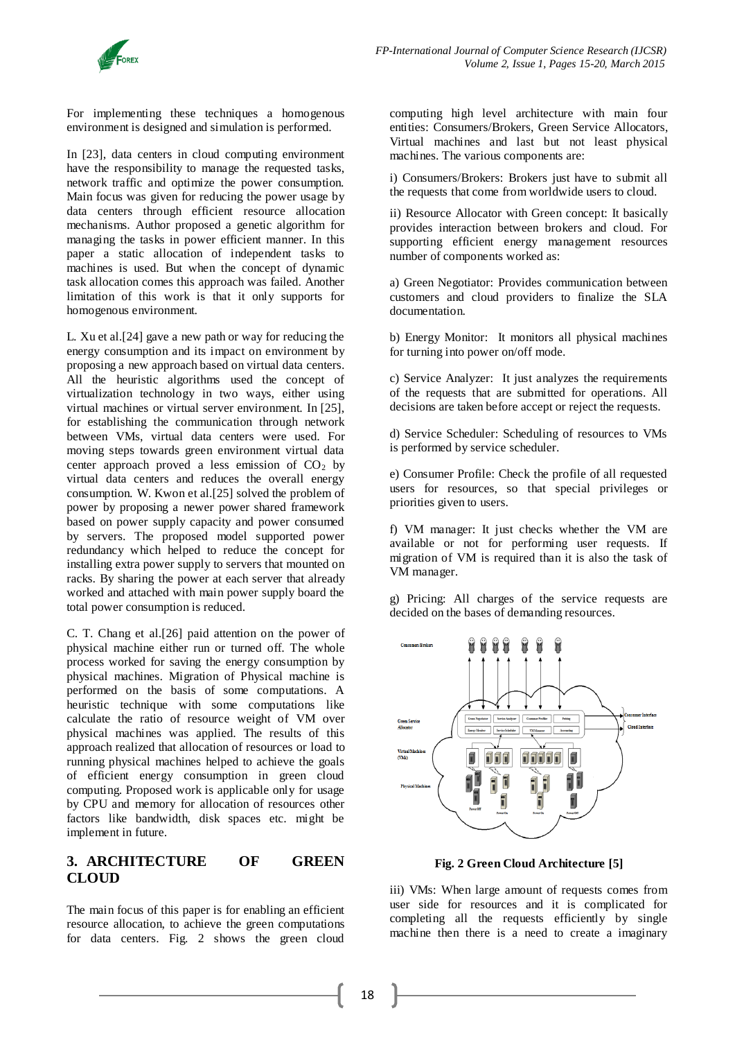For implementing these techniques a homogenous environment is designed and simulation is performed.

In [23], data centers in cloud computing environment have the responsibility to manage the requested tasks, network traffic and optimize the power consumption. Main focus was given for reducing the power usage by data centers through efficient resource allocation mechanisms. Author proposed a genetic algorithm for managing the tasks in power efficient manner. In this paper a static allocation of independent tasks to machines is used. But when the concept of dynamic task allocation comes this approach was failed. Another limitation of this work is that it only supports for homogenous environment.

L. Xu et al.[24] gave a new path or way for reducing the energy consumption and its impact on environment by proposing a new approach based on virtual data centers. All the heuristic algorithms used the concept of virtualization technology in two ways, either using virtual machines or virtual server environment. In [25], for establishing the communication through network between VMs, virtual data centers were used. For moving steps towards green environment virtual data center approach proved a less emission of $CO_2$ by virtual data centers and reduces the overall energy consumption. W. Kwon et al.[25] solved the problem of power by proposing a newer power shared framework based on power supply capacity and power consumed by servers. The proposed model supported power redundancy which helped to reduce the concept for installing extra power supply to servers that mounted on racks. By sharing the power at each server that already worked and attached with main power supply board the total power consumption is reduced.

C. T. Chang et al.[26] paid attention on the power of physical machine either run or turned off. The whole process worked for saving the energy consumption by physical machines. Migration of Physical machine is performed on the basis of some computations. A heuristic technique with some computations like calculate the ratio of resource weight of VM over physical machines was applied. The results of this approach realized that allocation of resources or load to running physical machines helped to achieve the goals of efficient energy consumption in green cloud computing. Proposed work is applicable only for usage by CPU and memory for allocation of resources other factors like bandwidth, disk spaces etc. might be implement in future.

## 3. ARCHITECTURE OF GREEN CLOUD

The main focus of this paper is for enabling an efficient resource allocation, to achieve the green computations for data centers. Fig. 2 shows the green cloud computing high level architecture with main four entities: Consumers/Brokers, Green Service Allocators, Virtual machines and last but not least physical machines. The various components are:

i) Consumers/Brokers: Brokers just have to submit all the requests that come from worldwide users to cloud.

ii) Resource Allocator with Green concept: It basically provides interaction between brokers and cloud. For supporting efficient energy management resources number of components worked as:

a) Green Negotiator: Provides communication between customers and cloud providers to finalize the SLA documentation.

b) Energy Monitor: It monitors all physical machines for turning into power on/off mode.

c) Service Analyzer: It just analyzes the requirements of the requests that are submitted for operations. All decisions are taken before accept or reject the requests.

d) Service Scheduler: Scheduling of resources to VMs is performed by service scheduler.

e) Consumer Profile: Check the profile of all requested users for resources, so that special privileges or priorities given to users.

f) VM manager: It just checks whether the VM are available or not for performing user requests. If migration of VM is required than it is also the task of VM manager.

g) Pricing: All charges of the service requests are decided on the bases of demanding resources.

**Fig. 2 Green Cloud Architecture [5]**

iii) VMs: When large amount of requests comes from user side for resources and it is complicated for completing all the requests efficiently by single machine then there is a need to create a imaginary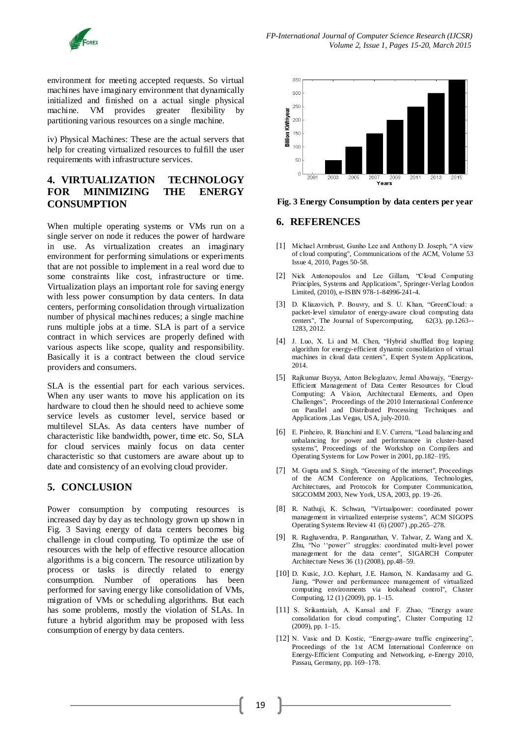environment for meeting accepted requests. So virtual machines have imaginary environment that dynamically initialized and finished on a actual single physical machine. VM provides greater flexibility by partitioning various resources on a single machine.

iv) Physical Machines: These are the actual servers that help for creating virtualized resources to fulfill the user requirements with infrastructure services.

## 4. VIRTUALIZATION TECHNOLOGY FOR MINIMIZING THE ENERGY CONSUMPTION

When multiple operating systems or VMs run on a single server on node it reduces the power of hardware in use. As virtualization creates an imaginary environment for performing simulations or experiments that are not possible to implement in a real word due to some constraints like cost, infrastructure or time. Virtualization plays an important role for saving energy with less power consumption by data centers. In data centers, performing consolidation through virtualization number of physical machines reduces; a single machine runs multiple jobs at a time. SLA is part of a service contract in which services are properly defined with various aspects like scope, quality and responsibility. Basically it is a contract between the cloud service providers and consumers.

SLA is the essential part for each various services. When any user wants to move his application on its hardware to cloud then he should need to achieve some service levels as customer level, service based or multilevel SLAs. As data centers have number of characteristic like bandwidth, power, time etc. So, SLA for cloud services mainly focus on data center characteristic so that customers are aware about up to date and consistency of an evolving cloud provider.

## 5. CONCLUSION

Power consumption by computing resources is increased day by day as technology grown up shown in Fig. 3 Saving energy of data centers becomes big challenge in cloud computing. To optimize the use of resources with the help of effective resource allocation algorithms is a big concern. The resource utilization by process or tasks is directly related to energy consumption. Number of operations has been performed for saving energy like consolidation of VMs, migration of VMs or scheduling algorithms. But each has some problems, mostly the violation of SLAs. In future a hybrid algorithm may be proposed with less consumption of energy by data centers.

**Fig. 3 Energy Consumption by data centers per year**

## 6. REFERENCES

[1] Michael Armbrust, Gunho Lee and Anthony D. Joseph, "A view of cloud computing", Communications of the ACM, Volume 53 Issue 4, 2010, Pages 50-58.

[2] Nick Antonopoulos and Lee Gillam, "Cloud Computing Principles, Systems and Applications", Springer-Verlag London Limited, (2010), e-ISBN 978-1-84996-241-4.

[3] D. Kliazovich, P. Bouvry, and S. U. Khan, "GreenCloud: a packet-level simulator of energy-aware cloud computing data centers", The Journal of Supercomputing, 62(3), pp.1263--1283, 2012.

[4] J. Luo, X. Li and M. Chen, "Hybrid shuffled frog leaping algorithm for energy-efficient dynamic consolidation of virtual machines in cloud data centers", Expert System Applications, 2014.

[5] Rajkumar Buyya, Anton Beloglazov, Jemal Abawajy, "Energy-Efficient Management of Data Center Resources for Cloud Computing: A Vision, Architectural Elements, and Open Challenges", Proceedings of the 2010 International Conference on Parallel and Distributed Processing Techniques and Applications ,Las Vegas, USA, july-2010.

[6] E. Pinheiro, R. Bianchini and E.V. Carrera, "Load balancing and unbalancing for power and performancee in cluster-based systems", Proceedings of the Workshop on Compilers and Operating Systems for Low Power in 2001, pp.182–195.

[7] M. Gupta and S. Singh, "Greening of the internet", Proceedings of the ACM Conference on Applications, Technologies, Architectures, and Protocols for Computer Communication, SIGCOMM 2003, New York, USA, 2003, pp. 19–26.

[8] R. Nathuji, K. Schwan, "Virtualpower: coordinated power management in virtualized enterprise systems", ACM SIGOPS Operating Systems Review 41 (6) (2007) ,pp.265–278.

[9] R. Raghavendra, P. Ranganathan, V. Talwar, Z. Wang and X. Zhu, "No ''power'' struggles: coordinated multi-level power management for the data center", SIGARCH Computer Architecture News 36 (1) (2008), pp.48–59.

[10] D. Kusic, J.O. Kephart, J.E. Hanson, N. Kandasamy and G. Jiang, "Power and performancee management of virtualized computing environments via lookahead control", Cluster Computing, 12 (1) (2009), pp. 1–15.

[11] S. Srikantaiah, A. Kansal and F. Zhao, "Energy aware consolidation for cloud computing", Cluster Computing 12 (2009), pp. 1–15.

[12] N. Vasic and D. Kostic, "Energy-aware traffic engineering", Proceedings of the 1st ACM International Conference on Energy-Efficient Computing and Networking, e-Energy 2010, Passau, Germany, pp. 169–178.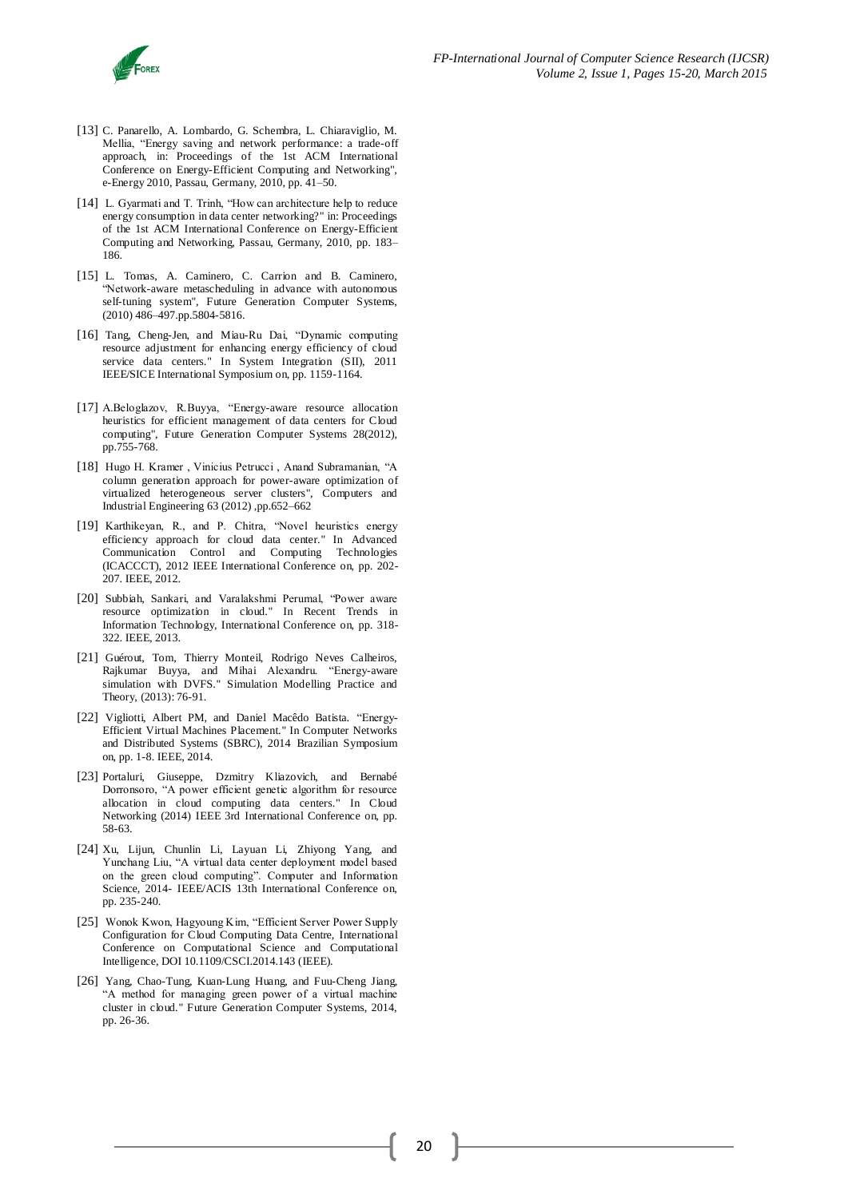[13] C. Panarello, A. Lombardo, G. Schembra, L. Chiaraviglio, M. Mellia, "Energy saving and network performance: a trade-off approach, in: Proceedings of the 1st ACM International Conference on Energy-Efficient Computing and Networking", e-Energy 2010, Passau, Germany, 2010, pp. 41–50.

[14] L. Gyarmati and T. Trinh, "How can architecture help to reduce energy consumption in data center networking?" in: Proceedings of the 1st ACM International Conference on Energy-Efficient Computing and Networking, Passau, Germany, 2010, pp. 183–186.

[15] L. Tomas, A. Caminero, C. Carrion and B. Caminero, "Network-aware metascheduling in advance with autonomous self-tuning system", Future Generation Computer Systems, (2010) 486–497.pp.5804-5816.

[16] Tang, Cheng-Jen, and Miau-Ru Dai, "Dynamic computing resource adjustment for enhancing energy efficiency of cloud service data centers." In System Integration (SII), 2011 IEEE/SICE International Symposium on, pp. 1159-1164.

[17] A.Beloglazov, R.Buyya, "Energy-aware resource allocation heuristics for efficient management of data centers for Cloud computing", Future Generation Computer Systems 28(2012), pp.755-768.

[18] Hugo H. Kramer , Vinicius Petrucci , Anand Subramanian, "A column generation approach for power-aware optimization of virtualized heterogeneous server clusters", Computers and Industrial Engineering 63 (2012) ,pp.652–662

[19] Karthikeyan, R., and P. Chitra, "Novel heuristics energy efficiency approach for cloud data center." In Advanced Communication Control and Computing Technologies (ICACCCT), 2012 IEEE International Conference on, pp. 202-207. IEEE, 2012.

[20] Subbiah, Sankari, and Varalakshmi Perumal, "Power aware resource optimization in cloud." In Recent Trends in Information Technology, International Conference on, pp. 318-322. IEEE, 2013.

[21] Guérout, Tom, Thierry Monteil, Rodrigo Neves Calheiros, Rajkumar Buyya, and Mihai Alexandru. "Energy-aware simulation with DVFS." Simulation Modelling Practice and Theory, (2013): 76-91.

[22] Vigliotti, Albert PM, and Daniel Macêdo Batista. "Energy-Efficient Virtual Machines Placement." In Computer Networks and Distributed Systems (SBRC), 2014 Brazilian Symposium on, pp. 1-8. IEEE, 2014.

[23] Portaluri, Giuseppe, Dzmitry Kliazovich, and Bernabé Dorronsoro, "A power efficient genetic algorithm for resource allocation in cloud computing data centers." In Cloud Networking (2014) IEEE 3rd International Conference on, pp. 58-63.

[24] Xu, Lijun, Chunlin Li, Layuan Li, Zhiyong Yang, and Yunchang Liu, "A virtual data center deployment model based on the green cloud computing". Computer and Information Science, 2014- IEEE/ACIS 13th International Conference on, pp. 235-240.

[25] Wonok Kwon, Hagyoung Kim, "Efficient Server Power Supply Configuration for Cloud Computing Data Centre, International Conference on Computational Science and Computational Intelligence, DOI 10.1109/CSCI.2014.143 (IEEE).

[26] Yang, Chao-Tung, Kuan-Lung Huang, and Fuu-Cheng Jiang, "A method for managing green power of a virtual machine cluster in cloud." Future Generation Computer Systems, 2014, pp. 26-36.